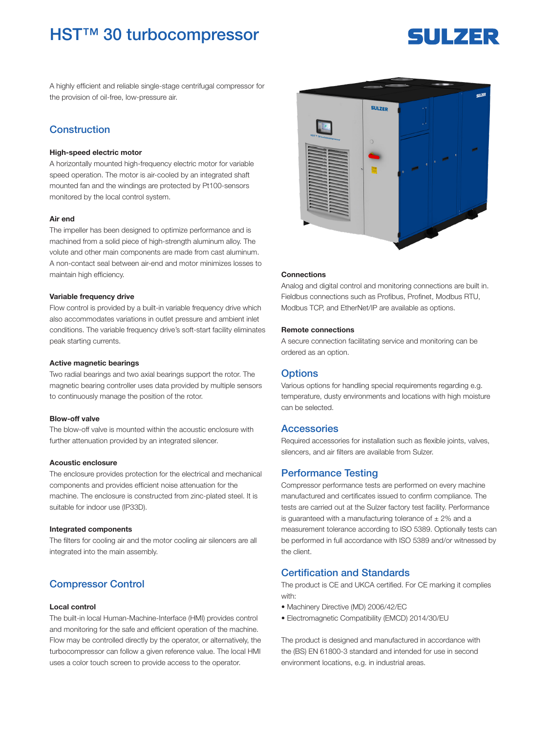# HST™ 30 turbocompressor

SULZER

A highly efficient and reliable single-stage centrifugal compressor for the provision of oil-free, low-pressure air.

## Construction

### High-speed electric motor

A horizontally mounted high-frequency electric motor for variable speed operation. The motor is air-cooled by an integrated shaft mounted fan and the windings are protected by Pt100-sensors monitored by the local control system.

### Air end

The impeller has been designed to optimize performance and is machined from a solid piece of high-strength aluminum alloy. The volute and other main components are made from cast aluminum. A non-contact seal between air-end and motor minimizes losses to maintain high efficiency.

### Variable frequency drive

Flow control is provided by a built-in variable frequency drive which also accommodates variations in outlet pressure and ambient inlet conditions. The variable frequency drive's soft-start facility eliminates peak starting currents.

### Active magnetic bearings

Two radial bearings and two axial bearings support the rotor. The magnetic bearing controller uses data provided by multiple sensors to continuously manage the position of the rotor.

### Blow-off valve

The blow-off valve is mounted within the acoustic enclosure with further attenuation provided by an integrated silencer.

### Acoustic enclosure

The enclosure provides protection for the electrical and mechanical components and provides efficient noise attenuation for the machine. The enclosure is constructed from zinc-plated steel. It is suitable for indoor use (IP33D).

### Integrated components

The filters for cooling air and the motor cooling air silencers are all integrated into the main assembly.

## Compressor Control

### Local control

The built-in local Human-Machine-Interface (HMI) provides control and monitoring for the safe and efficient operation of the machine. Flow may be controlled directly by the operator, or alternatively, the turbocompressor can follow a given reference value. The local HMI uses a color touch screen to provide access to the operator.

### Connections

Analog and digital control and monitoring connections are built in. Fieldbus connections such as Profibus, Profinet, Modbus RTU, Modbus TCP, and EtherNet/IP are available as options.

### Remote connections

A secure connection facilitating service and monitoring can be ordered as an option.

## Options

Various options for handling special requirements regarding e.g. temperature, dusty environments and locations with high moisture can be selected.

## Accessories

Required accessories for installation such as flexible joints, valves, silencers, and air filters are available from Sulzer.

## Performance Testing

Compressor performance tests are performed on every machine manufactured and certificates issued to confirm compliance. The tests are carried out at the Sulzer factory test facility. Performance is guaranteed with a manufacturing tolerance of ± 2% and a measurement tolerance according to ISO 5389. Optionally tests can be performed in full accordance with ISO 5389 and/or witnessed by the client.

## Certification and Standards

The product is CE and UKCA certified. For CE marking it complies with:

- Machinery Directive (MD) 2006/42/EC
- Electromagnetic Compatibility (EMCD) 2014/30/EU

The product is designed and manufactured in accordance with the (BS) EN 61800-3 standard and intended for use in second environment locations, e.g. in industrial areas.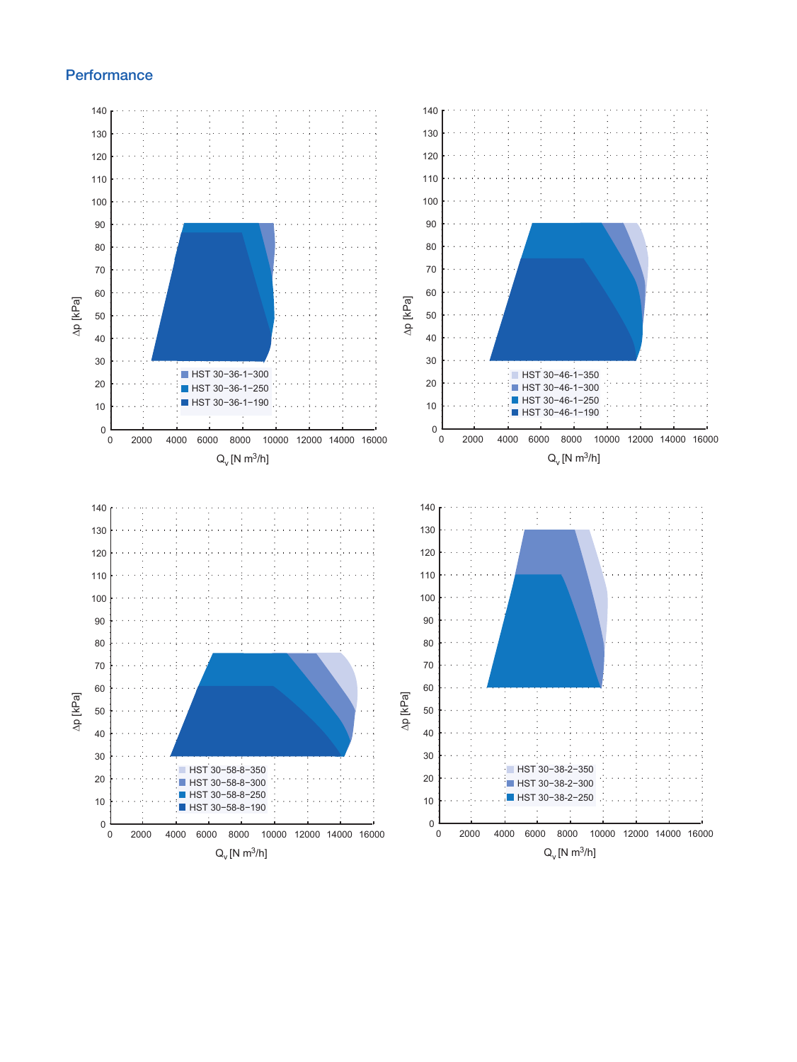## Performance

Δp [kPa]

$Q_v$ [N m³/h]

- HST 30–36–1–300
- HST 30–36–1–250
- HST 30–36–1–190

Δp [kPa]

$Q_v$ [N m³/h]

- HST 30–46–1–350
- HST 30–46–1–300
- HST 30–46–1–250
- HST 30–46–1–190

Δp [kPa]

$Q_v$ [N m³/h]

- HST 30–58–8–350
- HST 30–58–8–300
- HST 30–58–8–250
- HST 30–58–8–190

Δp [kPa]

$Q_v$ [N m³/h]

- HST 30–38–2–350
- HST 30–38–2–300
- HST 30–38–2–250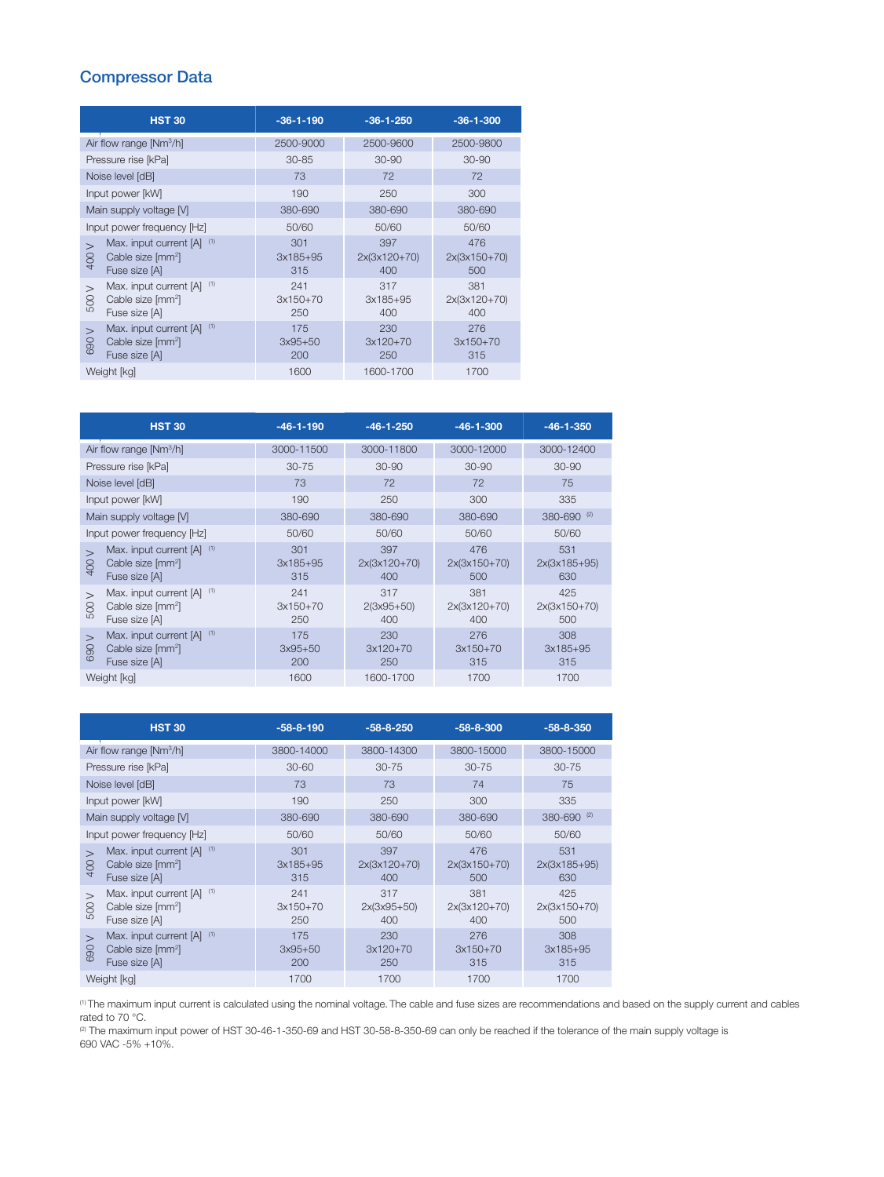## Compressor Data

| HST 30 | | -36-1-190 | -36-1-250 | -36-1-300 |
|---|---|---|---|---|
| Air flow range [$Nm^3$/h] | | 2500-9000 | 2500-9600 | 2500-9800 |
| Pressure rise [kPa] | | 30-85 | 30-90 | 30-90 |
| Noise level [dB] | | 73 | 72 | 72 |
| Input power [kW] | | 190 | 250 | 300 |
| Main supply voltage [V] | | 380-690 | 380-690 | 380-690 |
| Input power frequency [Hz] | | 50/60 | 50/60 | 50/60 |
| 400 V | Max. input current [A] [1] | 301 | 397 | 476 |
| | Cable size [$mm^2$] | 3x185+95 | 2x(3x120+70) | 2x(3x150+70) |
| | Fuse size [A] | 315 | 400 | 500 |
| 500 V | Max. input current [A] [1] | 241 | 317 | 381 |
| | Cable size [$mm^2$] | 3x150+70 | 3x185+95 | 2x(3x120+70) |
| | Fuse size [A] | 250 | 400 | 400 |
| 690 V | Max. input current [A] [1] | 175 | 230 | 276 |
| | Cable size [$mm^2$] | 3x95+50 | 3x120+70 | 3x150+70 |
| | Fuse size [A] | 200 | 250 | 315 |
| Weight [kg] | | 1600 | 1600-1700 | 1700 |

| HST 30 | | -46-1-190 | -46-1-250 | -46-1-300 | -46-1-350 |
|---|---|---|---|---|---|
| Air flow range [$Nm^3$/h] | | 3000-11500 | 3000-11800 | 3000-12000 | 3000-12400 |
| Pressure rise [kPa] | | 30-75 | 30-90 | 30-90 | 30-90 |
| Noise level [dB] | | 73 | 72 | 72 | 75 |
| Input power [kW] | | 190 | 250 | 300 | 335 |
| Main supply voltage [V] | | 380-690 | 380-690 | 380-690 | 380-690 [2] |
| Input power frequency [Hz] | | 50/60 | 50/60 | 50/60 | 50/60 |
| 400 V | Max. input current [A] [1] | 301 | 397 | 476 | 531 |
| | Cable size [$mm^2$] | 3x185+95 | 2x(3x120+70) | 2x(3x150+70) | 2x(3x185+95) |
| | Fuse size [A] | 315 | 400 | 500 | 630 |
| 500 V | Max. input current [A] [1] | 241 | 317 | 381 | 425 |
| | Cable size [$mm^2$] | 3x150+70 | 2(3x95+50) | 2x(3x120+70) | 2x(3x150+70) |
| | Fuse size [A] | 250 | 400 | 400 | 500 |
| 690 V | Max. input current [A] [1] | 175 | 230 | 276 | 308 |
| | Cable size [$mm^2$] | 3x95+50 | 3x120+70 | 3x150+70 | 3x185+95 |
| | Fuse size [A] | 200 | 250 | 315 | 315 |
| Weight [kg] | | 1600 | 1600-1700 | 1700 | 1700 |

| HST 30 | | -58-8-190 | -58-8-250 | -58-8-300 | -58-8-350 |
|---|---|---|---|---|---|
| Air flow range [$Nm^3$/h] | | 3800-14000 | 3800-14300 | 3800-15000 | 3800-15000 |
| Pressure rise [kPa] | | 30-60 | 30-75 | 30-75 | 30-75 |
| Noise level [dB] | | 73 | 73 | 74 | 75 |
| Input power [kW] | | 190 | 250 | 300 | 335 |
| Main supply voltage [V] | | 380-690 | 380-690 | 380-690 | 380-690 [2] |
| Input power frequency [Hz] | | 50/60 | 50/60 | 50/60 | 50/60 |
| 400 V | Max. input current [A] [1] | 301 | 397 | 476 | 531 |
| | Cable size [$mm^2$] | 3x185+95 | 2x(3x120+70) | 2x(3x150+70) | 2x(3x185+95) |
| | Fuse size [A] | 315 | 400 | 500 | 630 |
| 500 V | Max. input current [A] [1] | 241 | 317 | 381 | 425 |
| | Cable size [$mm^2$] | 3x150+70 | 2x(3x95+50) | 2x(3x120+70) | 2x(3x150+70) |
| | Fuse size [A] | 250 | 400 | 400 | 500 |
| 690 V | Max. input current [A] [1] | 175 | 230 | 276 | 308 |
| | Cable size [$mm^2$] | 3x95+50 | 3x120+70 | 3x150+70 | 3x185+95 |
| | Fuse size [A] | 200 | 250 | 315 | 315 |
| Weight [kg] | | 1700 | 1700 | 1700 | 1700 |

[1] The maximum input current is calculated using the nominal voltage. The cable and fuse sizes are recommendations and based on the supply current and cables rated to 70 °C.

[2] The maximum input power of HST 30-46-1-350-69 and HST 30-58-8-350-69 can only be reached if the tolerance of the main supply voltage is 690 VAC -5% +10%.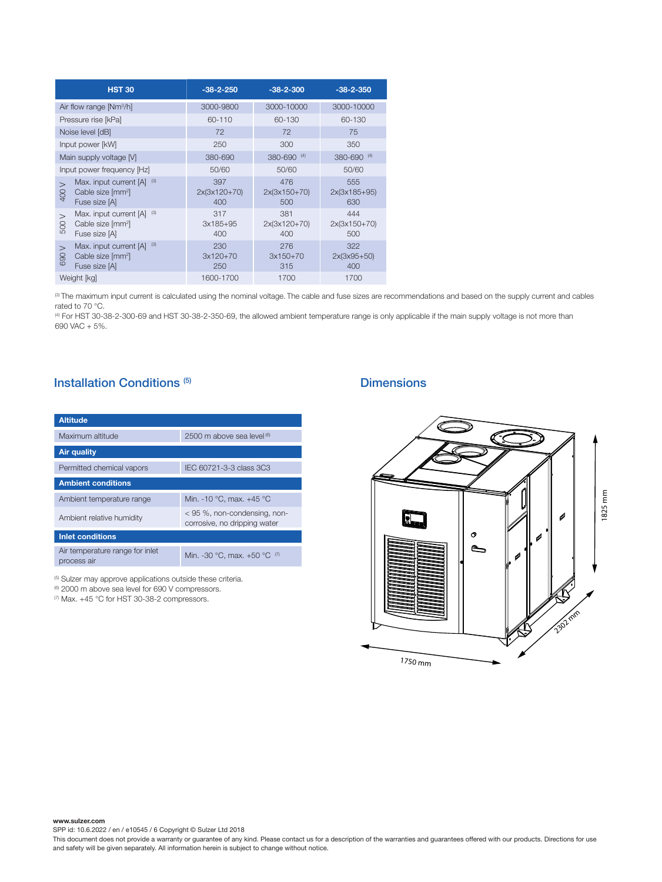| HST 30 | | -38-2-250 | -38-2-300 | -38-2-350 |
| --- | --- | --- | --- | --- |
| Air flow range [Nm³/h] | | 3000-9800 | 3000-10000 | 3000-10000 |
| Pressure rise [kPa] | | 60-110 | 60-130 | 60-130 |
| Noise level [dB] | | 72 | 72 | 75 |
| Input power [kW] | | 250 | 300 | 350 |
| Main supply voltage [V] | | 380-690 | 380-690 [4] | 380-690 [4] |
| Input power frequency [Hz] | | 50/60 | 50/60 | 50/60 |
| 400 V | Max. input current [A] [3] | 397 | 476 | 555 |
| | Cable size [mm²] | 2x(3x120+70) | 2x(3x150+70) | 2x(3x185+95) |
| | Fuse size [A] | 400 | 500 | 630 |
| 500 V | Max. input current [A] [3] | 317 | 381 | 444 |
| | Cable size [mm²] | 3x185+95 | 2x(3x120+70) | 2x(3x150+70) |
| | Fuse size [A] | 400 | 400 | 500 |
| 690 V | Max. input current [A] [3] | 230 | 276 | 322 |
| | Cable size [mm²] | 3x120+70 | 3x150+70 | 2x(3x95+50) |
| | Fuse size [A] | 250 | 315 | 400 |
| Weight [kg] | | 1600-1700 | 1700 | 1700 |

[3] The maximum input current is calculated using the nominal voltage. The cable and fuse sizes are recommendations and based on the supply current and cables rated to 70 °C.

[4] For HST 30-38-2-300-69 and HST 30-38-2-350-69, the allowed ambient temperature range is only applicable if the main supply voltage is not more than 690 VAC + 5%.

## Installation Conditions [5]

| Altitude | |
| --- | --- |
| Maximum altitude | 2500 m above sea level [6] |
| **Air quality** | |
| Permitted chemical vapors | IEC 60721-3-3 class 3C3 |
| **Ambient conditions** | |
| Ambient temperature range | Min. -10 °C, max. +45 °C |
| Ambient relative humidity | < 95 %, non-condensing, non-corrosive, no dripping water |
| **Inlet conditions** | |
| Air temperature range for inlet process air | Min. -30 °C, max. +50 °C [7] |

[5] Sulzer may approve applications outside these criteria.

[6] 2000 m above sea level for 690 V compressors.

[7] Max. +45 °C for HST 30-38-2 compressors.

## Dimensions

1825 mm

2302 mm

1750 mm

www.sulzer.com

SPP id: 10.6.2022 / en / e10545 / 6 Copyright © Sulzer Ltd 2018

This document does not provide a warranty or guarantee of any kind. Please contact us for a description of the warranties and guarantees offered with our products. Directions for use and safety will be given separately. All information herein is subject to change without notice.